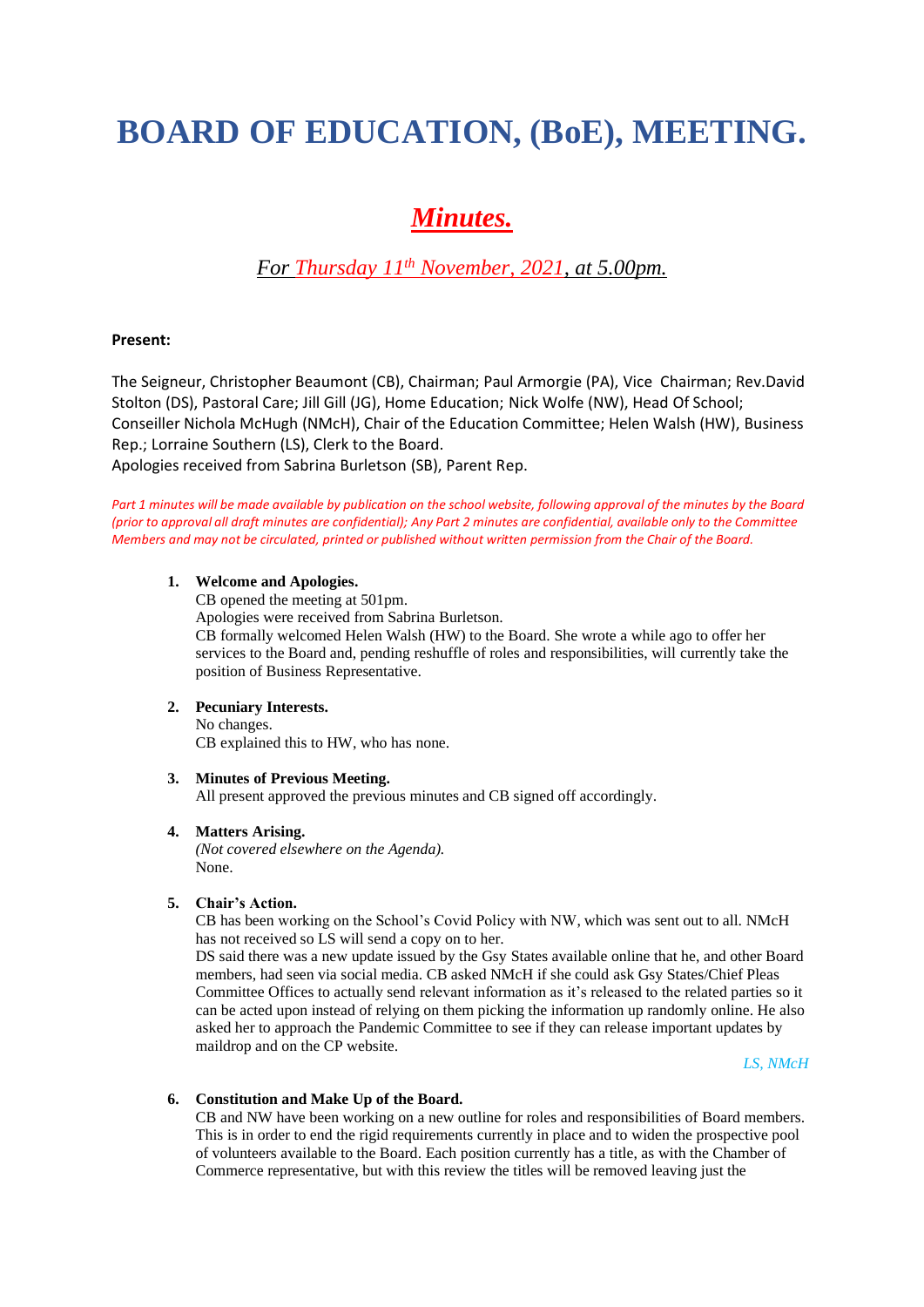# BOARD OF EDUCATION, (BoE), MEETING.

## *Minutes.*

### *For Thursday 11th November, 2021, at 5.00pm.*

**Present:**

The Seigneur, Christopher Beaumont (CB), Chairman; Paul Armorgie (PA), Vice Chairman; Rev.David Stolton (DS), Pastoral Care; Jill Gill (JG), Home Education; Nick Wolfe (NW), Head Of School; Conseiller Nichola McHugh (NMcH), Chair of the Education Committee; Helen Walsh (HW), Business Rep.; Lorraine Southern (LS), Clerk to the Board.
Apologies received from Sabrina Burletson (SB), Parent Rep.

*Part 1 minutes will be made available by publication on the school website, following approval of the minutes by the Board (prior to approval all draft minutes are confidential); Any Part 2 minutes are confidential, available only to the Committee Members and may not be circulated, printed or published without written permission from the Chair of the Board.*

1. **Welcome and Apologies.**
   CB opened the meeting at 501pm.
   Apologies were received from Sabrina Burletson.
   CB formally welcomed Helen Walsh (HW) to the Board. She wrote a while ago to offer her services to the Board and, pending reshuffle of roles and responsibilities, will currently take the position of Business Representative.

2. **Pecuniary Interests.**
   No changes.
   CB explained this to HW, who has none.

3. **Minutes of Previous Meeting.**
   All present approved the previous minutes and CB signed off accordingly.

4. **Matters Arising.**
   *(Not covered elsewhere on the Agenda).*
   None.

5. **Chair's Action.**
   CB has been working on the School's Covid Policy with NW, which was sent out to all. NMcH has not received so LS will send a copy on to her.
   DS said there was a new update issued by the Gsy States available online that he, and other Board members, had seen via social media. CB asked NMcH if she could ask Gsy States/Chief Pleas Committee Offices to actually send relevant information as it's released to the related parties so it can be acted upon instead of relying on them picking the information up randomly online. He also asked her to approach the Pandemic Committee to see if they can release important updates by maildrop and on the CP website.

   *LS, NMcH*

6. **Constitution and Make Up of the Board.**
   CB and NW have been working on a new outline for roles and responsibilities of Board members. This is in order to end the rigid requirements currently in place and to widen the prospective pool of volunteers available to the Board. Each position currently has a title, as with the Chamber of Commerce representative, but with this review the titles will be removed leaving just the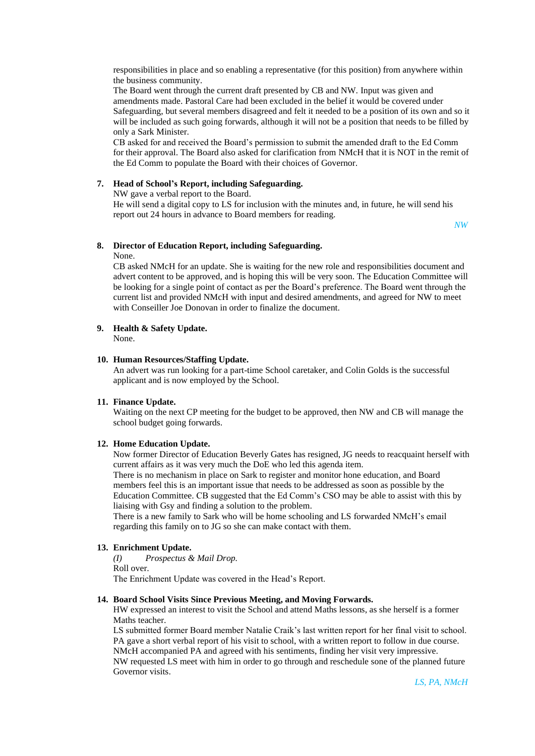responsibilities in place and so enabling a representative (for this position) from anywhere within the business community.
The Board went through the current draft presented by CB and NW. Input was given and amendments made. Pastoral Care had been excluded in the belief it would be covered under Safeguarding, but several members disagreed and felt it needed to be a position of its own and so it will be included as such going forwards, although it will not be a position that needs to be filled by only a Sark Minister.
CB asked for and received the Board's permission to submit the amended draft to the Ed Comm for their approval. The Board also asked for clarification from NMcH that it is NOT in the remit of the Ed Comm to populate the Board with their choices of Governor.

7. **Head of School's Report, including Safeguarding.**
   NW gave a verbal report to the Board.
   He will send a digital copy to LS for inclusion with the minutes and, in future, he will send his report out 24 hours in advance to Board members for reading.
   *NW*

8. **Director of Education Report, including Safeguarding.**
   None.
   CB asked NMcH for an update. She is waiting for the new role and responsibilities document and advert content to be approved, and is hoping this will be very soon. The Education Committee will be looking for a single point of contact as per the Board's preference. The Board went through the current list and provided NMcH with input and desired amendments, and agreed for NW to meet with Conseiller Joe Donovan in order to finalize the document.

9. **Health & Safety Update.**
   None.

10. **Human Resources/Staffing Update.**
    An advert was run looking for a part-time School caretaker, and Colin Golds is the successful applicant and is now employed by the School.

11. **Finance Update.**
    Waiting on the next CP meeting for the budget to be approved, then NW and CB will manage the school budget going forwards.

12. **Home Education Update.**
    Now former Director of Education Beverly Gates has resigned, JG needs to reacquaint herself with current affairs as it was very much the DoE who led this agenda item.
    There is no mechanism in place on Sark to register and monitor hone education, and Board members feel this is an important issue that needs to be addressed as soon as possible by the Education Committee. CB suggested that the Ed Comm's CSO may be able to assist with this by liaising with Gsy and finding a solution to the problem.
    There is a new family to Sark who will be home schooling and LS forwarded NMcH's email regarding this family on to JG so she can make contact with them.

13. **Enrichment Update.**
    *(I) Prospectus & Mail Drop.*
    Roll over.
    The Enrichment Update was covered in the Head's Report.

14. **Board School Visits Since Previous Meeting, and Moving Forwards.**
    HW expressed an interest to visit the School and attend Maths lessons, as she herself is a former Maths teacher.
    LS submitted former Board member Natalie Craik's last written report for her final visit to school.
    PA gave a short verbal report of his visit to school, with a written report to follow in due course.
    NMcH accompanied PA and agreed with his sentiments, finding her visit very impressive.
    NW requested LS meet with him in order to go through and reschedule sone of the planned future Governor visits.
    *LS, PA, NMcH*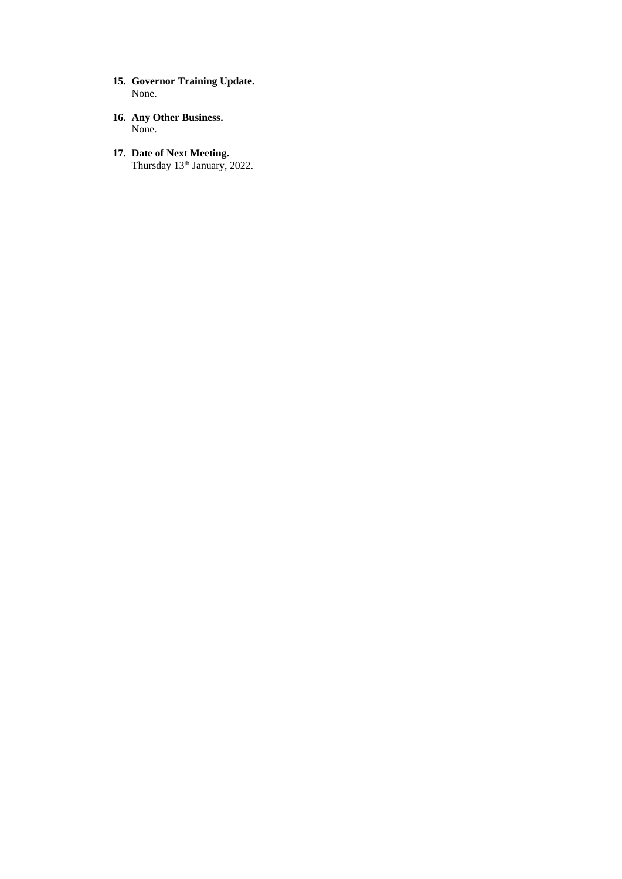**15. Governor Training Update.**
None.

**16. Any Other Business.**
None.

**17. Date of Next Meeting.**
Thursday 13th January, 2022.